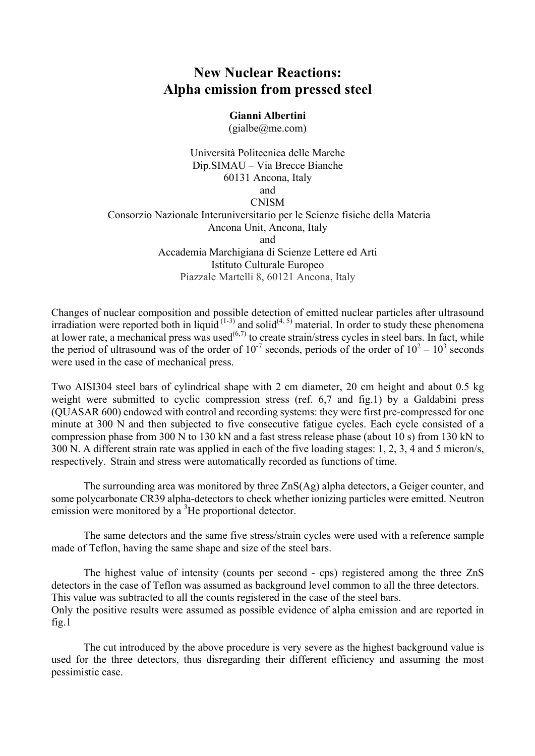# New Nuclear Reactions: Alpha emission from pressed steel

**Gianni Albertini**
(gialbe@me.com)

Università Politecnica delle Marche
Dip.SIMAU – Via Brecce Bianche
60131 Ancona, Italy
and
CNISM
Consorzio Nazionale Interuniversitario per le Scienze fisiche della Materia
Ancona Unit, Ancona, Italy
and
Accademia Marchigiana di Scienze Lettere ed Arti
Istituto Culturale Europeo
Piazzale Martelli 8, 60121 Ancona, Italy

Changes of nuclear composition and possible detection of emitted nuclear particles after ultrasound irradiation were reported both in liquid [1-3] and solid[4, 5] material. In order to study these phenomena at lower rate, a mechanical press was used[6,7] to create strain/stress cycles in steel bars. In fact, while the period of ultrasound was of the order of $10^{-7}$ seconds, periods of the order of $10^{2} – 10^{3}$ seconds were used in the case of mechanical press.

Two AISI304 steel bars of cylindrical shape with 2 cm diameter, 20 cm height and about 0.5 kg weight were submitted to cyclic compression stress (ref. 6,7 and fig.1) by a Galdabini press (QUASAR 600) endowed with control and recording systems: they were first pre-compressed for one minute at 300 N and then subjected to five consecutive fatigue cycles. Each cycle consisted of a compression phase from 300 N to 130 kN and a fast stress release phase (about 10 s) from 130 kN to 300 N. A different strain rate was applied in each of the five loading stages: 1, 2, 3, 4 and 5 micron/s, respectively. Strain and stress were automatically recorded as functions of time.

The surrounding area was monitored by three ZnS(Ag) alpha detectors, a Geiger counter, and some polycarbonate CR39 alpha-detectors to check whether ionizing particles were emitted. Neutron emission were monitored by a $^{3}He$ proportional detector.

The same detectors and the same five stress/strain cycles were used with a reference sample made of Teflon, having the same shape and size of the steel bars.

The highest value of intensity (counts per second - cps) registered among the three ZnS detectors in the case of Teflon was assumed as background level common to all the three detectors. This value was subtracted to all the counts registered in the case of the steel bars.
Only the positive results were assumed as possible evidence of alpha emission and are reported in fig.1

The cut introduced by the above procedure is very severe as the highest background value is used for the three detectors, thus disregarding their different efficiency and assuming the most pessimistic case.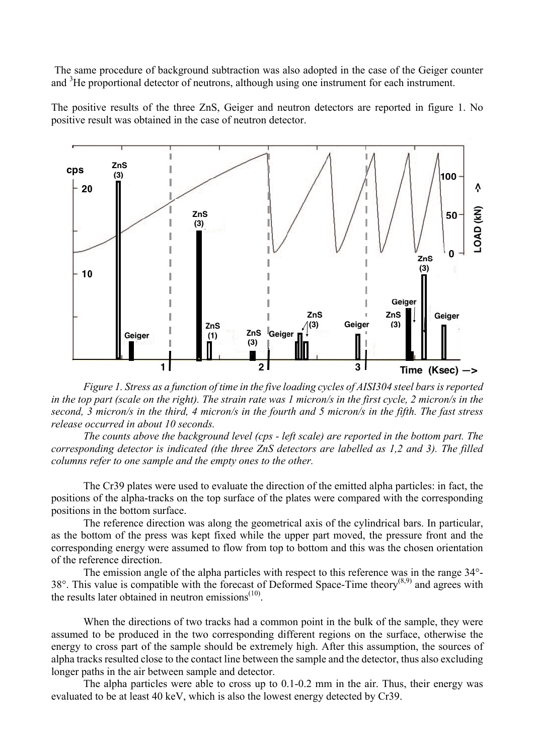The same procedure of background subtraction was also adopted in the case of the Geiger counter and $^3$He proportional detector of neutrons, although using one instrument for each instrument.

The positive results of the three ZnS, Geiger and neutron detectors are reported in figure 1. No positive result was obtained in the case of neutron detector.

*Figure 1. Stress as a function of time in the five loading cycles of AISI304 steel bars is reported in the top part (scale on the right). The strain rate was 1 micron/s in the first cycle, 2 micron/s in the second, 3 micron/s in the third, 4 micron/s in the fourth and 5 micron/s in the fifth. The fast stress release occurred in about 10 seconds.*

*The counts above the background level (cps - left scale) are reported in the bottom part. The corresponding detector is indicated (the three ZnS detectors are labelled as 1,2 and 3). The filled columns refer to one sample and the empty ones to the other.*

The Cr39 plates were used to evaluate the direction of the emitted alpha particles: in fact, the positions of the alpha-tracks on the top surface of the plates were compared with the corresponding positions in the bottom surface.

The reference direction was along the geometrical axis of the cylindrical bars. In particular, as the bottom of the press was kept fixed while the upper part moved, the pressure front and the corresponding energy were assumed to flow from top to bottom and this was the chosen orientation of the reference direction.

The emission angle of the alpha particles with respect to this reference was in the range 34°-38°. This value is compatible with the forecast of Deformed Space-Time theory[8,9] and agrees with the results later obtained in neutron emissions[10].

When the directions of two tracks had a common point in the bulk of the sample, they were assumed to be produced in the two corresponding different regions on the surface, otherwise the energy to cross part of the sample should be extremely high. After this assumption, the sources of alpha tracks resulted close to the contact line between the sample and the detector, thus also excluding longer paths in the air between sample and detector.

The alpha particles were able to cross up to 0.1-0.2 mm in the air. Thus, their energy was evaluated to be at least 40 keV, which is also the lowest energy detected by Cr39.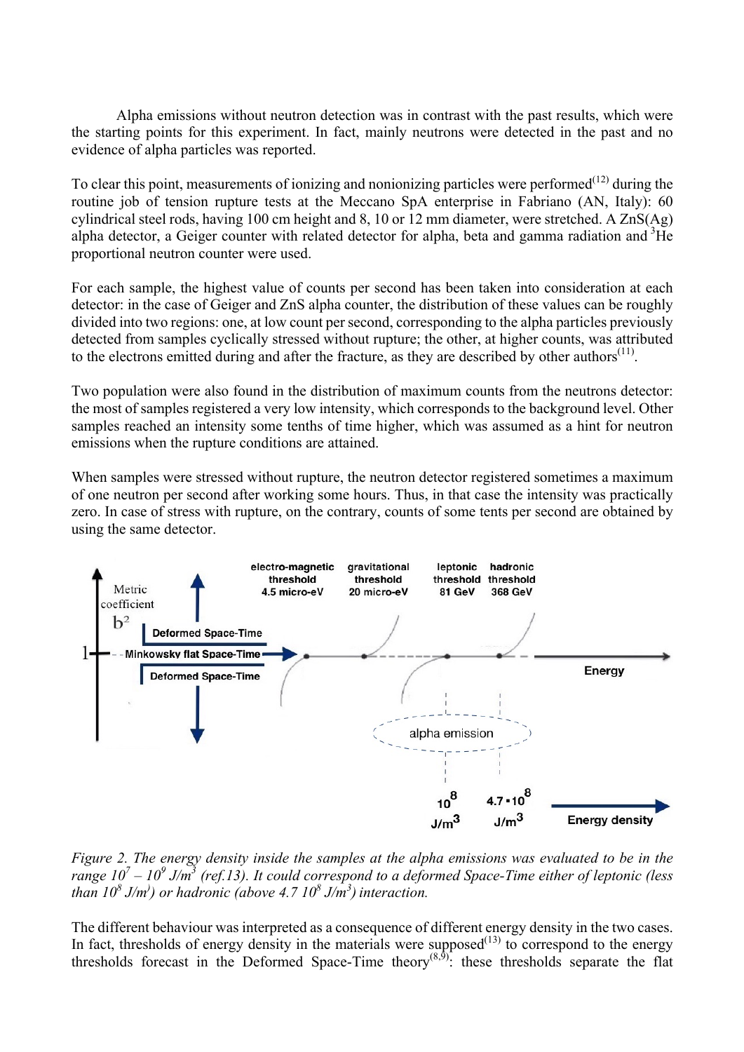Alpha emissions without neutron detection was in contrast with the past results, which were the starting points for this experiment. In fact, mainly neutrons were detected in the past and no evidence of alpha particles was reported.

To clear this point, measurements of ionizing and nonionizing particles were performed[12] during the routine job of tension rupture tests at the Meccano SpA enterprise in Fabriano (AN, Italy): 60 cylindrical steel rods, having 100 cm height and 8, 10 or 12 mm diameter, were stretched. A ZnS(Ag) alpha detector, a Geiger counter with related detector for alpha, beta and gamma radiation and $^3$He proportional neutron counter were used.

For each sample, the highest value of counts per second has been taken into consideration at each detector: in the case of Geiger and ZnS alpha counter, the distribution of these values can be roughly divided into two regions: one, at low count per second, corresponding to the alpha particles previously detected from samples cyclically stressed without rupture; the other, at higher counts, was attributed to the electrons emitted during and after the fracture, as they are described by other authors[11].

Two population were also found in the distribution of maximum counts from the neutrons detector: the most of samples registered a very low intensity, which corresponds to the background level. Other samples reached an intensity some tenths of time higher, which was assumed as a hint for neutron emissions when the rupture conditions are attained.

When samples were stressed without rupture, the neutron detector registered sometimes a maximum of one neutron per second after working some hours. Thus, in that case the intensity was practically zero. In case of stress with rupture, on the contrary, counts of some tents per second are obtained by using the same detector.

*Figure 2. The energy density inside the samples at the alpha emissions was evaluated to be in the range $10^7 - 10^9$ J/m$^3$ (ref.13). It could correspond to a deformed Space-Time either of leptonic (less than $10^8$ J/m$^3$) or hadronic (above $4.7\ 10^8$ J/m$^3$) interaction.*

The different behaviour was interpreted as a consequence of different energy density in the two cases. In fact, thresholds of energy density in the materials were supposed[13] to correspond to the energy thresholds forecast in the Deformed Space-Time theory[8,9]: these thresholds separate the flat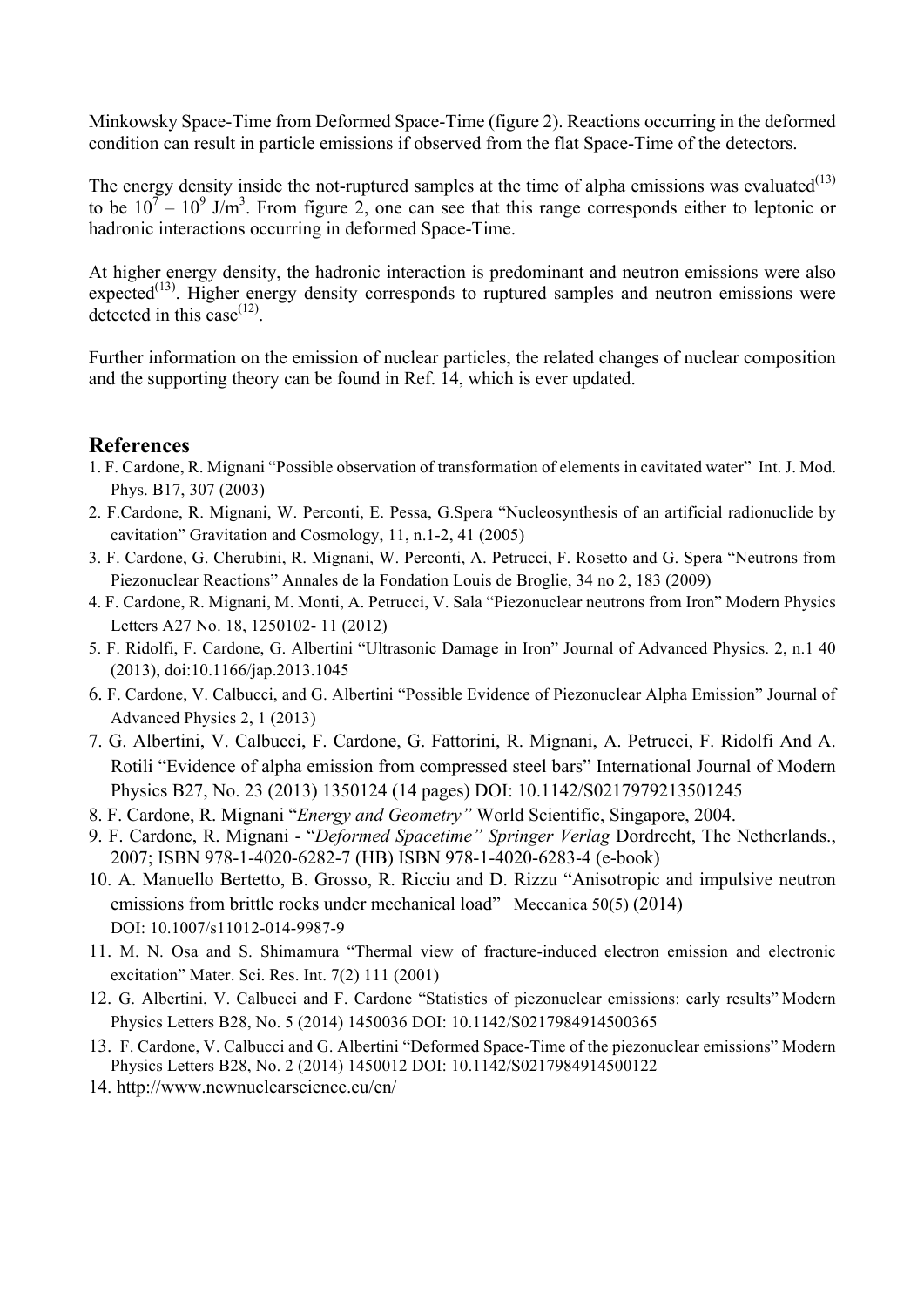Minkowsky Space-Time from Deformed Space-Time (figure 2). Reactions occurring in the deformed condition can result in particle emissions if observed from the flat Space-Time of the detectors.

The energy density inside the not-ruptured samples at the time of alpha emissions was evaluated[13] to be $10^7 - 10^9$ J/m$^3$. From figure 2, one can see that this range corresponds either to leptonic or hadronic interactions occurring in deformed Space-Time.

At higher energy density, the hadronic interaction is predominant and neutron emissions were also expected[13]. Higher energy density corresponds to ruptured samples and neutron emissions were detected in this case[12].

Further information on the emission of nuclear particles, the related changes of nuclear composition and the supporting theory can be found in Ref. 14, which is ever updated.

## References

1. F. Cardone, R. Mignani "Possible observation of transformation of elements in cavitated water" Int. J. Mod. Phys. B17, 307 (2003)
2. F.Cardone, R. Mignani, W. Perconti, E. Pessa, G.Spera "Nucleosynthesis of an artificial radionuclide by cavitation" Gravitation and Cosmology, 11, n.1-2, 41 (2005)
3. F. Cardone, G. Cherubini, R. Mignani, W. Perconti, A. Petrucci, F. Rosetto and G. Spera "Neutrons from Piezonuclear Reactions" Annales de la Fondation Louis de Broglie, 34 no 2, 183 (2009)
4. F. Cardone, R. Mignani, M. Monti, A. Petrucci, V. Sala "Piezonuclear neutrons from Iron" Modern Physics Letters A27 No. 18, 1250102- 11 (2012)
5. F. Ridolfi, F. Cardone, G. Albertini "Ultrasonic Damage in Iron" Journal of Advanced Physics. 2, n.1 40 (2013), doi:10.1166/jap.2013.1045
6. F. Cardone, V. Calbucci, and G. Albertini "Possible Evidence of Piezonuclear Alpha Emission" Journal of Advanced Physics 2, 1 (2013)
7. G. Albertini, V. Calbucci, F. Cardone, G. Fattorini, R. Mignani, A. Petrucci, F. Ridolfi And A. Rotili "Evidence of alpha emission from compressed steel bars" International Journal of Modern Physics B27, No. 23 (2013) 1350124 (14 pages) DOI: 10.1142/S0217979213501245
8. F. Cardone, R. Mignani "*Energy and Geometry"* World Scientific, Singapore, 2004.
9. F. Cardone, R. Mignani - "*Deformed Spacetime" Springer Verlag* Dordrecht, The Netherlands., 2007; ISBN 978-1-4020-6282-7 (HB) ISBN 978-1-4020-6283-4 (e-book)
10. A. Manuello Bertetto, B. Grosso, R. Ricciu and D. Rizzu "Anisotropic and impulsive neutron emissions from brittle rocks under mechanical load" Meccanica 50(5) (2014) DOI: 10.1007/s11012-014-9987-9
11. M. N. Osa and S. Shimamura "Thermal view of fracture-induced electron emission and electronic excitation" Mater. Sci. Res. Int. 7(2) 111 (2001)
12. G. Albertini, V. Calbucci and F. Cardone "Statistics of piezonuclear emissions: early results" Modern Physics Letters B28, No. 5 (2014) 1450036 DOI: 10.1142/S0217984914500365
13. F. Cardone, V. Calbucci and G. Albertini "Deformed Space-Time of the piezonuclear emissions" Modern Physics Letters B28, No. 2 (2014) 1450012 DOI: 10.1142/S0217984914500122
14. http://www.newnuclearscience.eu/en/